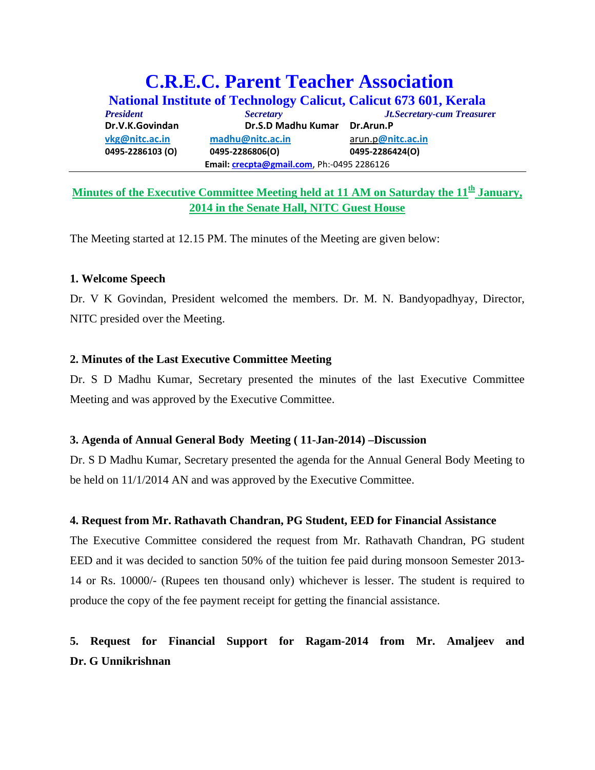# C.R.E.C. Parent Teacher Association

## National Institute of Technology Calicut, Calicut 673 601, Kerala

| *President* | *Secretary* | *Jt.Secretary-cum Treasurer* |
|---|---|---|
| **Dr.V.K.Govindan** | **Dr.S.D Madhu Kumar** | **Dr.Arun.P** |
| vkg@nitc.ac.in | madhu@nitc.ac.in | arun.p@nitc.ac.in |
| **0495-2286103 (O)** | **0495-2286806(O)** | **0495-2286424(O)** |

**Email:** crecpta@gmail.com, Ph:-0495 2286126

---

**Minutes of the Executive Committee Meeting held at 11 AM on Saturday the 11th January, 2014 in the Senate Hall, NITC Guest House**

The Meeting started at 12.15 PM. The minutes of the Meeting are given below:

### 1. Welcome Speech

Dr. V K Govindan, President welcomed the members. Dr. M. N. Bandyopadhyay, Director, NITC presided over the Meeting.

### 2. Minutes of the Last Executive Committee Meeting

Dr. S D Madhu Kumar, Secretary presented the minutes of the last Executive Committee Meeting and was approved by the Executive Committee.

### 3. Agenda of Annual General Body Meeting ( 11-Jan-2014) –Discussion

Dr. S D Madhu Kumar, Secretary presented the agenda for the Annual General Body Meeting to be held on 11/1/2014 AN and was approved by the Executive Committee.

### 4. Request from Mr. Rathavath Chandran, PG Student, EED for Financial Assistance

The Executive Committee considered the request from Mr. Rathavath Chandran, PG student EED and it was decided to sanction 50% of the tuition fee paid during monsoon Semester 2013-14 or Rs. 10000/- (Rupees ten thousand only) whichever is lesser. The student is required to produce the copy of the fee payment receipt for getting the financial assistance.

### 5. Request for Financial Support for Ragam-2014 from Mr. Amaljeev and Dr. G Unnikrishnan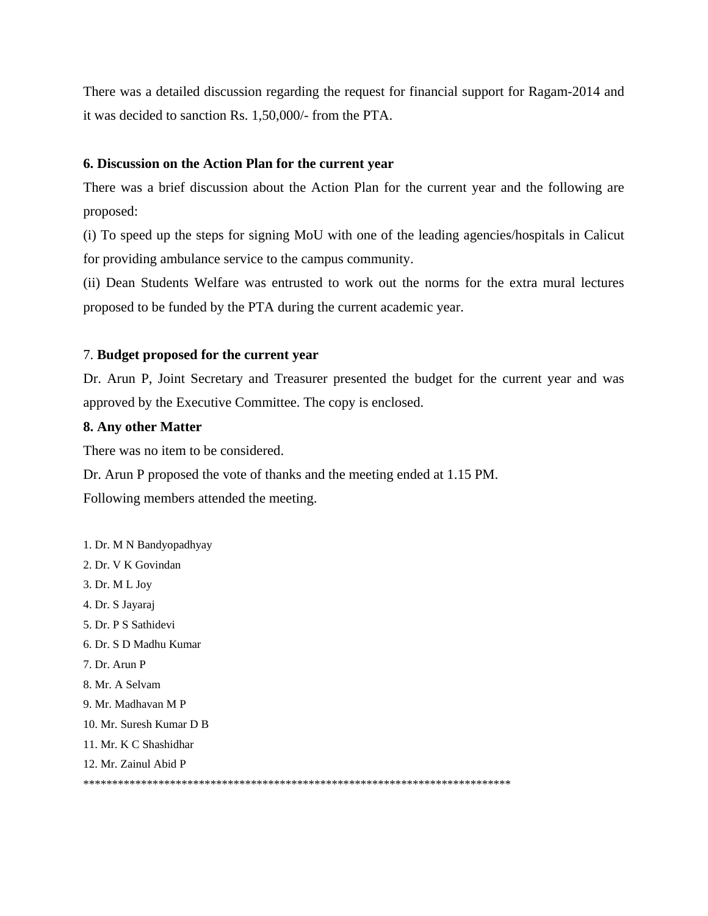There was a detailed discussion regarding the request for financial support for Ragam-2014 and it was decided to sanction Rs. 1,50,000/- from the PTA.

**6. Discussion on the Action Plan for the current year**

There was a brief discussion about the Action Plan for the current year and the following are proposed:

(i) To speed up the steps for signing MoU with one of the leading agencies/hospitals in Calicut for providing ambulance service to the campus community.

(ii) Dean Students Welfare was entrusted to work out the norms for the extra mural lectures proposed to be funded by the PTA during the current academic year.

7. **Budget proposed for the current year**

Dr. Arun P, Joint Secretary and Treasurer presented the budget for the current year and was approved by the Executive Committee. The copy is enclosed.

**8. Any other Matter**

There was no item to be considered.

Dr. Arun P proposed the vote of thanks and the meeting ended at 1.15 PM.

Following members attended the meeting.

1. Dr. M N Bandyopadhyay
2. Dr. V K Govindan
3. Dr. M L Joy
4. Dr. S Jayaraj
5. Dr. P S Sathidevi
6. Dr. S D Madhu Kumar
7. Dr. Arun P
8. Mr. A Selvam
9. Mr. Madhavan M P
10. Mr. Suresh Kumar D B
11. Mr. K C Shashidhar
12. Mr. Zainul Abid P

*****************************************************************************